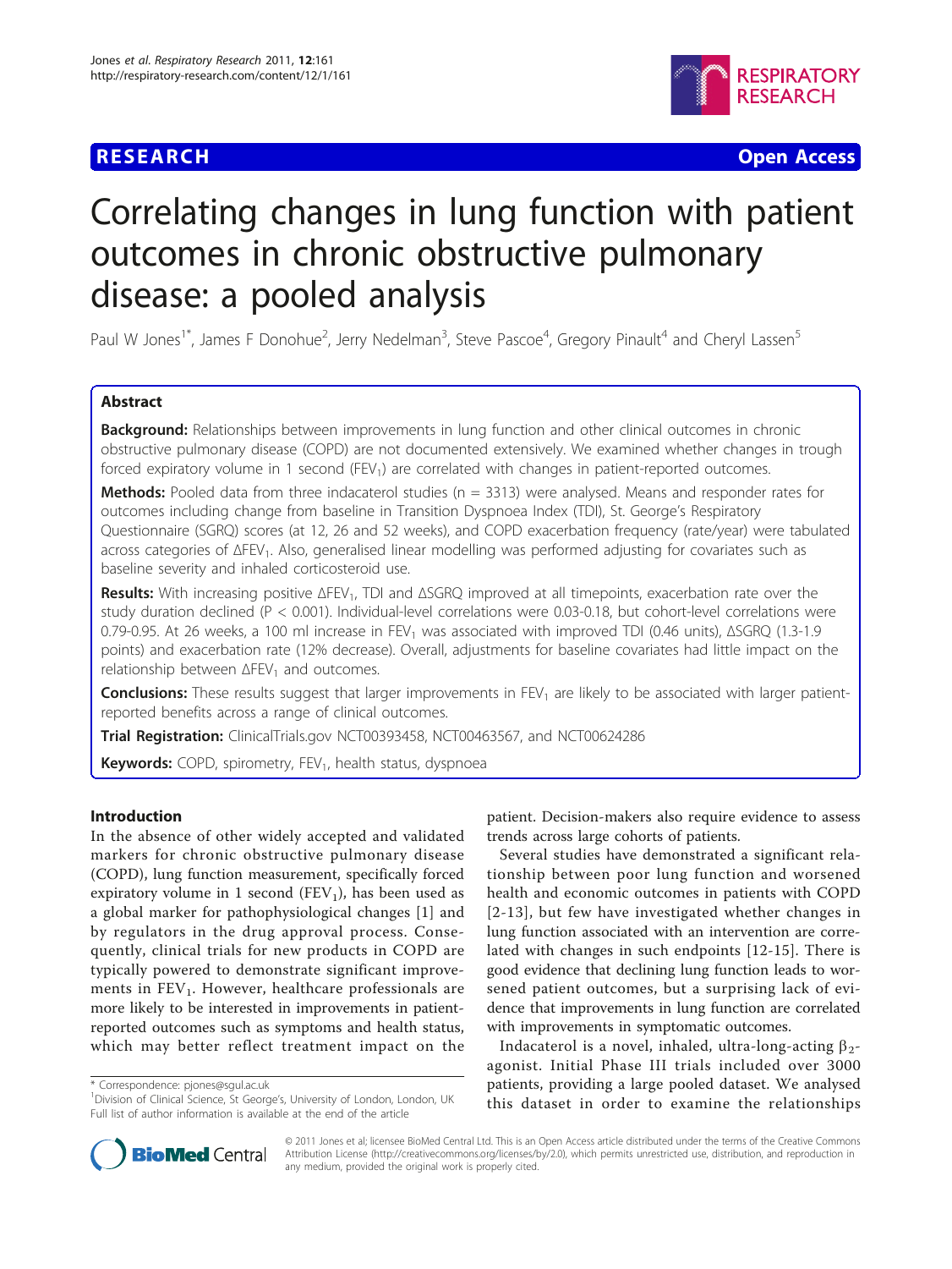**RESEARCH** **Open Access**

# Correlating changes in lung function with patient outcomes in chronic obstructive pulmonary disease: a pooled analysis

Paul W Jones[1*], James F Donohue[2], Jerry Nedelman[3], Steve Pascoe[4], Gregory Pinault[4] and Cheryl Lassen[5]

## Abstract

**Background:** Relationships between improvements in lung function and other clinical outcomes in chronic obstructive pulmonary disease (COPD) are not documented extensively. We examined whether changes in trough forced expiratory volume in 1 second ($FEV_1$) are correlated with changes in patient-reported outcomes.

**Methods:** Pooled data from three indacaterol studies (n = 3313) were analysed. Means and responder rates for outcomes including change from baseline in Transition Dyspnoea Index (TDI), St. George's Respiratory Questionnaire (SGRQ) scores (at 12, 26 and 52 weeks), and COPD exacerbation frequency (rate/year) were tabulated across categories of $\Delta FEV_1$. Also, generalised linear modelling was performed adjusting for covariates such as baseline severity and inhaled corticosteroid use.

**Results:** With increasing positive $\Delta FEV_1$, TDI and ΔSGRQ improved at all timepoints, exacerbation rate over the study duration declined ($P < 0.001$). Individual-level correlations were 0.03-0.18, but cohort-level correlations were 0.79-0.95. At 26 weeks, a 100 ml increase in $FEV_1$ was associated with improved TDI (0.46 units), ΔSGRQ (1.3-1.9 points) and exacerbation rate (12% decrease). Overall, adjustments for baseline covariates had little impact on the relationship between $\Delta FEV_1$ and outcomes.

**Conclusions:** These results suggest that larger improvements in $FEV_1$ are likely to be associated with larger patient-reported benefits across a range of clinical outcomes.

**Trial Registration:** ClinicalTrials.gov NCT00393458, NCT00463567, and NCT00624286

**Keywords:** COPD, spirometry, $FEV_1$, health status, dyspnoea

## Introduction

In the absence of other widely accepted and validated markers for chronic obstructive pulmonary disease (COPD), lung function measurement, specifically forced expiratory volume in 1 second ($FEV_1$), has been used as a global marker for pathophysiological changes [1] and by regulators in the drug approval process. Consequently, clinical trials for new products in COPD are typically powered to demonstrate significant improvements in $FEV_1$. However, healthcare professionals are more likely to be interested in improvements in patient-reported outcomes such as symptoms and health status, which may better reflect treatment impact on the patient. Decision-makers also require evidence to assess trends across large cohorts of patients.

Several studies have demonstrated a significant relationship between poor lung function and worsened health and economic outcomes in patients with COPD [2-13], but few have investigated whether changes in lung function associated with an intervention are correlated with changes in such endpoints [12-15]. There is good evidence that declining lung function leads to worsened patient outcomes, but a surprising lack of evidence that improvements in lung function are correlated with improvements in symptomatic outcomes.

Indacaterol is a novel, inhaled, ultra-long-acting $\beta_2$-agonist. Initial Phase III trials included over 3000 patients, providing a large pooled dataset. We analysed this dataset in order to examine the relationships

\* Correspondence: pjones@sgul.ac.uk
[1]Division of Clinical Science, St George's, University of London, London, UK
Full list of author information is available at the end of the article

© 2011 Jones et al; licensee BioMed Central Ltd. This is an Open Access article distributed under the terms of the Creative Commons Attribution License (http://creativecommons.org/licenses/by/2.0), which permits unrestricted use, distribution, and reproduction in any medium, provided the original work is properly cited.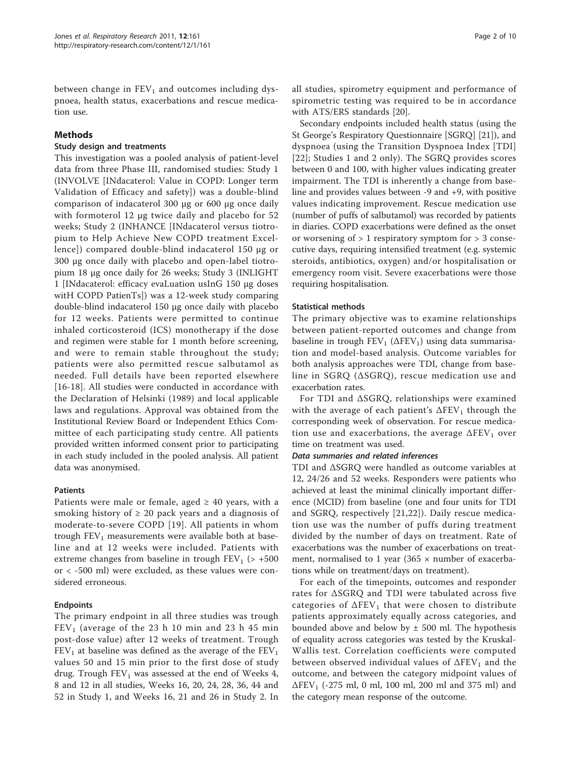between change in $FEV_1$ and outcomes including dyspnoea, health status, exacerbations and rescue medication use.

## Methods

### Study design and treatments

This investigation was a pooled analysis of patient-level data from three Phase III, randomised studies: Study 1 (INVOLVE [INdacaterol: Value in COPD: Longer term Validation of Efficacy and safety]) was a double-blind comparison of indacaterol 300 μg or 600 μg once daily with formoterol 12 μg twice daily and placebo for 52 weeks; Study 2 (INHANCE [INdacaterol versus tiotropium to Help Achieve New COPD treatment Excellence]) compared double-blind indacaterol 150 μg or 300 μg once daily with placebo and open-label tiotropium 18 μg once daily for 26 weeks; Study 3 (INLIGHT 1 [INdacaterol: efficacy evaLuation usInG 150 μg doses witH COPD PatienTs]) was a 12-week study comparing double-blind indacaterol 150 μg once daily with placebo for 12 weeks. Patients were permitted to continue inhaled corticosteroid (ICS) monotherapy if the dose and regimen were stable for 1 month before screening, and were to remain stable throughout the study; patients were also permitted rescue salbutamol as needed. Full details have been reported elsewhere [16-18]. All studies were conducted in accordance with the Declaration of Helsinki (1989) and local applicable laws and regulations. Approval was obtained from the Institutional Review Board or Independent Ethics Committee of each participating study centre. All patients provided written informed consent prior to participating in each study included in the pooled analysis. All patient data was anonymised.

### Patients

Patients were male or female, aged ≥ 40 years, with a smoking history of ≥ 20 pack years and a diagnosis of moderate-to-severe COPD [19]. All patients in whom trough $FEV_1$ measurements were available both at baseline and at 12 weeks were included. Patients with extreme changes from baseline in trough $FEV_1$ (> +500 or < -500 ml) were excluded, as these values were considered erroneous.

### Endpoints

The primary endpoint in all three studies was trough $FEV_1$ (average of the 23 h 10 min and 23 h 45 min post-dose value) after 12 weeks of treatment. Trough $FEV_1$ at baseline was defined as the average of the $FEV_1$ values 50 and 15 min prior to the first dose of study drug. Trough $FEV_1$ was assessed at the end of Weeks 4, 8 and 12 in all studies, Weeks 16, 20, 24, 28, 36, 44 and 52 in Study 1, and Weeks 16, 21 and 26 in Study 2. In all studies, spirometry equipment and performance of spirometric testing was required to be in accordance with ATS/ERS standards [20].

Secondary endpoints included health status (using the St George's Respiratory Questionnaire [SGRQ] [21]), and dyspnoea (using the Transition Dyspnoea Index [TDI] [22]; Studies 1 and 2 only). The SGRQ provides scores between 0 and 100, with higher values indicating greater impairment. The TDI is inherently a change from baseline and provides values between -9 and +9, with positive values indicating improvement. Rescue medication use (number of puffs of salbutamol) was recorded by patients in diaries. COPD exacerbations were defined as the onset or worsening of > 1 respiratory symptom for > 3 consecutive days, requiring intensified treatment (e.g. systemic steroids, antibiotics, oxygen) and/or hospitalisation or emergency room visit. Severe exacerbations were those requiring hospitalisation.

### Statistical methods

The primary objective was to examine relationships between patient-reported outcomes and change from baseline in trough $FEV_1$ ($\Delta FEV_1$) using data summarisation and model-based analysis. Outcome variables for both analysis approaches were TDI, change from baseline in SGRQ ($\Delta$SGRQ), rescue medication use and exacerbation rates.

For TDI and $\Delta$SGRQ, relationships were examined with the average of each patient's $\Delta FEV_1$ through the corresponding week of observation. For rescue medication use and exacerbations, the average $\Delta FEV_1$ over time on treatment was used.

#### *Data summaries and related inferences*

TDI and $\Delta$SGRQ were handled as outcome variables at 12, 24/26 and 52 weeks. Responders were patients who achieved at least the minimal clinically important difference (MCID) from baseline (one and four units for TDI and SGRQ, respectively [21,22]). Daily rescue medication use was the number of puffs during treatment divided by the number of days on treatment. Rate of exacerbations was the number of exacerbations on treatment, normalised to 1 year (365 × number of exacerbations while on treatment/days on treatment).

For each of the timepoints, outcomes and responder rates for $\Delta$SGRQ and TDI were tabulated across five categories of $\Delta FEV_1$ that were chosen to distribute patients approximately equally across categories, and bounded above and below by ± 500 ml. The hypothesis of equality across categories was tested by the Kruskal-Wallis test. Correlation coefficients were computed between observed individual values of $\Delta FEV_1$ and the outcome, and between the category midpoint values of $\Delta FEV_1$ (-275 ml, 0 ml, 100 ml, 200 ml and 375 ml) and the category mean response of the outcome.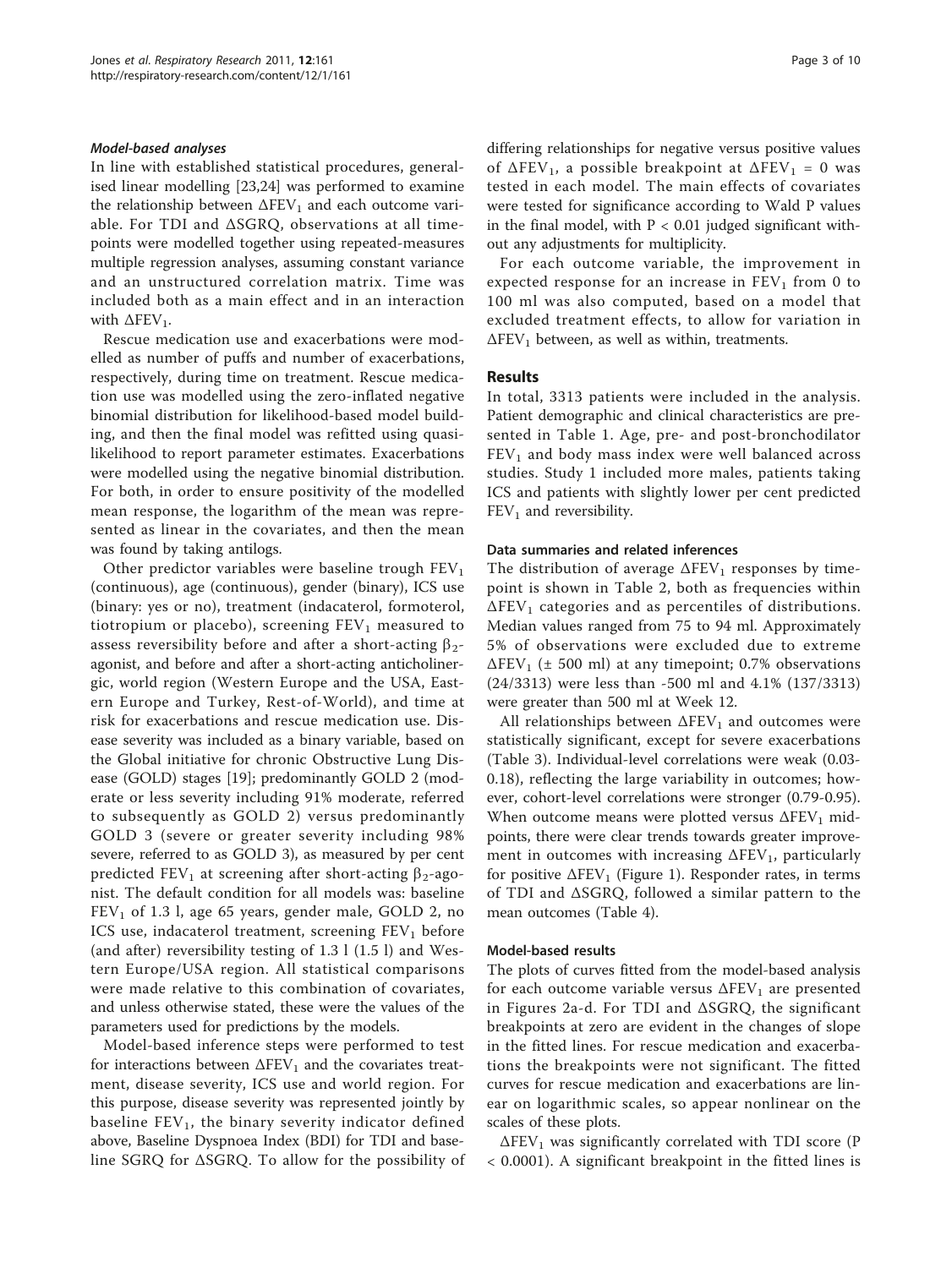#### *Model-based analyses*

In line with established statistical procedures, generalised linear modelling [23,24] was performed to examine the relationship between $\Delta FEV_1$ and each outcome variable. For TDI and $\Delta$SGRQ, observations at all timepoints were modelled together using repeated-measures multiple regression analyses, assuming constant variance and an unstructured correlation matrix. Time was included both as a main effect and in an interaction with $\Delta FEV_1$.

Rescue medication use and exacerbations were modelled as number of puffs and number of exacerbations, respectively, during time on treatment. Rescue medication use was modelled using the zero-inflated negative binomial distribution for likelihood-based model building, and then the final model was refitted using quasi-likelihood to report parameter estimates. Exacerbations were modelled using the negative binomial distribution. For both, in order to ensure positivity of the modelled mean response, the logarithm of the mean was represented as linear in the covariates, and then the mean was found by taking antilogs.

Other predictor variables were baseline trough $FEV_1$ (continuous), age (continuous), gender (binary), ICS use (binary: yes or no), treatment (indacaterol, formoterol, tiotropium or placebo), screening $FEV_1$ measured to assess reversibility before and after a short-acting $\beta_2$-agonist, and before and after a short-acting anticholinergic, world region (Western Europe and the USA, Eastern Europe and Turkey, Rest-of-World), and time at risk for exacerbations and rescue medication use. Disease severity was included as a binary variable, based on the Global initiative for chronic Obstructive Lung Disease (GOLD) stages [19]; predominantly GOLD 2 (moderate or less severity including 91% moderate, referred to subsequently as GOLD 2) versus predominantly GOLD 3 (severe or greater severity including 98% severe, referred to as GOLD 3), as measured by per cent predicted $FEV_1$ at screening after short-acting $\beta_2$-agonist. The default condition for all models was: baseline $FEV_1$ of 1.3 l, age 65 years, gender male, GOLD 2, no ICS use, indacaterol treatment, screening $FEV_1$ before (and after) reversibility testing of 1.3 l (1.5 l) and Western Europe/USA region. All statistical comparisons were made relative to this combination of covariates, and unless otherwise stated, these were the values of the parameters used for predictions by the models.

Model-based inference steps were performed to test for interactions between $\Delta FEV_1$ and the covariates treatment, disease severity, ICS use and world region. For this purpose, disease severity was represented jointly by baseline $FEV_1$, the binary severity indicator defined above, Baseline Dyspnoea Index (BDI) for TDI and baseline SGRQ for $\Delta$SGRQ. To allow for the possibility of differing relationships for negative versus positive values of $\Delta FEV_1$, a possible breakpoint at $\Delta FEV_1 = 0$ was tested in each model. The main effects of covariates were tested for significance according to Wald P values in the final model, with $P < 0.01$ judged significant without any adjustments for multiplicity.

For each outcome variable, the improvement in expected response for an increase in $FEV_1$ from 0 to 100 ml was also computed, based on a model that excluded treatment effects, to allow for variation in $\Delta FEV_1$ between, as well as within, treatments.

## Results

In total, 3313 patients were included in the analysis. Patient demographic and clinical characteristics are presented in Table 1. Age, pre- and post-bronchodilator $FEV_1$ and body mass index were well balanced across studies. Study 1 included more males, patients taking ICS and patients with slightly lower per cent predicted $FEV_1$ and reversibility.

### Data summaries and related inferences

The distribution of average $\Delta FEV_1$ responses by timepoint is shown in Table 2, both as frequencies within $\Delta FEV_1$ categories and as percentiles of distributions. Median values ranged from 75 to 94 ml. Approximately 5% of observations were excluded due to extreme $\Delta FEV_1$ (± 500 ml) at any timepoint; 0.7% observations (24/3313) were less than -500 ml and 4.1% (137/3313) were greater than 500 ml at Week 12.

All relationships between $\Delta FEV_1$ and outcomes were statistically significant, except for severe exacerbations (Table 3). Individual-level correlations were weak (0.03-0.18), reflecting the large variability in outcomes; however, cohort-level correlations were stronger (0.79-0.95). When outcome means were plotted versus $\Delta FEV_1$ midpoints, there were clear trends towards greater improvement in outcomes with increasing $\Delta FEV_1$, particularly for positive $\Delta FEV_1$ (Figure 1). Responder rates, in terms of TDI and $\Delta$SGRQ, followed a similar pattern to the mean outcomes (Table 4).

### Model-based results

The plots of curves fitted from the model-based analysis for each outcome variable versus $\Delta FEV_1$ are presented in Figures 2a-d. For TDI and $\Delta$SGRQ, the significant breakpoints at zero are evident in the changes of slope in the fitted lines. For rescue medication and exacerbations the breakpoints were not significant. The fitted curves for rescue medication and exacerbations are linear on logarithmic scales, so appear nonlinear on the scales of these plots.

$\Delta FEV_1$ was significantly correlated with TDI score ($P < 0.0001$). A significant breakpoint in the fitted lines is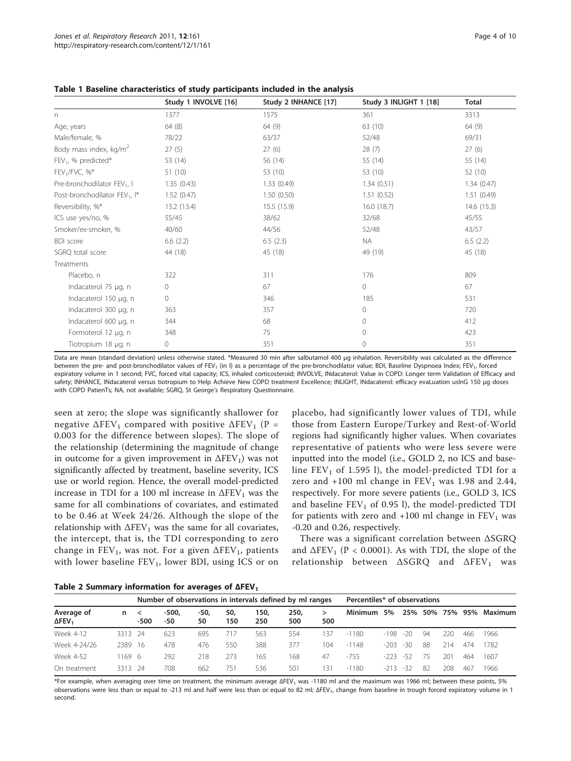**Table 1 Baseline characteristics of study participants included in the analysis**

| | Study 1 INVOLVE [16] | Study 2 INHANCE [17] | Study 3 INLIGHT 1 [18] | Total |
|---|---|---|---|---|
| n | 1377 | 1575 | 361 | 3313 |
| Age, years | 64 (8) | 64 (9) | 63 (10) | 64 (9) |
| Male/female, % | 78/22 | 63/37 | 52/48 | 69/31 |
| Body mass index, kg/m$^2$ | 27 (5) | 27 (6) | 28 (7) | 27 (6) |
| $FEV_1$, % predicted* | 53 (14) | 56 (14) | 55 (14) | 55 (14) |
| $FEV_1$/FVC, %* | 51 (10) | 53 (10) | 53 (10) | 52 (10) |
| Pre-bronchodilator $FEV_1$, l | 1.35 (0.43) | 1.33 (0.49) | 1.34 (0.51) | 1.34 (0.47) |
| Post-bronchodilator $FEV_1$, l* | 1.52 (0.47) | 1.50 (0.50) | 1.51 (0.52) | 1.51 (0.49) |
| Reversibility, %* | 13.2 (13.4) | 15.5 (15.9) | 16.0 (18.7) | 14.6 (15.3) |
| ICS use yes/no, % | 55/45 | 38/62 | 32/68 | 45/55 |
| Smoker/ex-smoker, % | 40/60 | 44/56 | 52/48 | 43/57 |
| BDI score | 6.6 (2.2) | 6.5 (2.3) | NA | 6.5 (2.2) |
| SGRQ total score | 44 (18) | 45 (18) | 49 (19) | 45 (18) |
| Treatments | | | | |
| Placebo, n | 322 | 311 | 176 | 809 |
| Indacaterol 75 μg, n | 0 | 67 | 0 | 67 |
| Indacaterol 150 μg, n | 0 | 346 | 185 | 531 |
| Indacaterol 300 μg, n | 363 | 357 | 0 | 720 |
| Indacaterol 600 μg, n | 344 | 68 | 0 | 412 |
| Formoterol 12 μg, n | 348 | 75 | 0 | 423 |
| Tiotropium 18 μg, n | 0 | 351 | 0 | 351 |

Data are mean (standard deviation) unless otherwise stated. *Measured 30 min after salbutamol 400 μg inhalation. Reversibility was calculated as the difference between the pre- and post-bronchodilator values of $FEV_1$ (in l) as a percentage of the pre-bronchodilator value; BDI, Baseline Dyspnoea Index; $FEV_1$, forced expiratory volume in 1 second; FVC, forced vital capacity; ICS, inhaled corticosteroid; INVOLVE, INdacaterol: Value in COPD: Longer term Validation of Efficacy and safety; INHANCE, INdacaterol versus tiotropium to Help Achieve New COPD treatment Excellence; INLIGHT, INdacaterol: efficacy evaLuation usInG 150 μg doses with COPD PatienTs; NA, not available; SGRQ, St George's Respiratory Questionnaire.

seen at zero; the slope was significantly shallower for negative $\Delta FEV_1$ compared with positive $\Delta FEV_1$ (P = 0.003 for the difference between slopes). The slope of the relationship (determining the magnitude of change in outcome for a given improvement in $\Delta FEV_1$) was not significantly affected by treatment, baseline severity, ICS use or world region. Hence, the overall model-predicted increase in TDI for a 100 ml increase in $\Delta FEV_1$ was the same for all combinations of covariates, and estimated to be 0.46 at Week 24/26. Although the slope of the relationship with $\Delta FEV_1$ was the same for all covariates, the intercept, that is, the TDI corresponding to zero change in $FEV_1$, was not. For a given $\Delta FEV_1$, patients with lower baseline $FEV_1$, lower BDI, using ICS or on placebo, had significantly lower values of TDI, while those from Eastern Europe/Turkey and Rest-of-World regions had significantly higher values. When covariates representative of patients who were less severe were inputted into the model (i.e., GOLD 2, no ICS and baseline $FEV_1$ of 1.595 l), the model-predicted TDI for a zero and +100 ml change in $FEV_1$ was 1.98 and 2.44, respectively. For more severe patients (i.e., GOLD 3, ICS and baseline $FEV_1$ of 0.95 l), the model-predicted TDI for patients with zero and +100 ml change in $FEV_1$ was -0.20 and 0.26, respectively.

There was a significant correlation between $\Delta$SGRQ and $\Delta FEV_1$ (P < 0.0001). As with TDI, the slope of the relationship between $\Delta$SGRQ and $\Delta FEV_1$ was

**Table 2 Summary information for averages of $\Delta FEV_1$**

| | | Number of observations in intervals defined by ml ranges | | | | | | | Percentiles* of observations | | | | | | |
|---|---|---|---|---|---|---|---|---|---|---|---|---|---|---|---|
| Average of $\Delta FEV_1$ | n | < -500 | -500, -50 | -50, 50 | 50, 150 | 150, 250 | 250, 500 | > 500 | Minimum | 5% | 25% | 50% | 75% | 95% | Maximum |
| Week 4-12 | 3313 | 24 | 623 | 695 | 717 | 563 | 554 | 137 | -1180 | -198 | -20 | 94 | 220 | 466 | 1966 |
| Week 4-24/26 | 2389 | 16 | 478 | 476 | 550 | 388 | 377 | 104 | -1148 | -203 | -30 | 88 | 214 | 474 | 1782 |
| Week 4-52 | 1169 | 6 | 292 | 218 | 273 | 165 | 168 | 47 | -755 | -223 | -52 | 75 | 201 | 464 | 1607 |
| On treatment | 3313 | 24 | 708 | 662 | 751 | 536 | 501 | 131 | -1180 | -213 | -32 | 82 | 208 | 467 | 1966 |

*For example, when averaging over time on treatment, the minimum average $\Delta FEV_1$ was -1180 ml and the maximum was 1966 ml; between these points, 5% observations were less than or equal to -213 ml and half were less than or equal to 82 ml; $\Delta FEV_1$, change from baseline in trough forced expiratory volume in 1 second.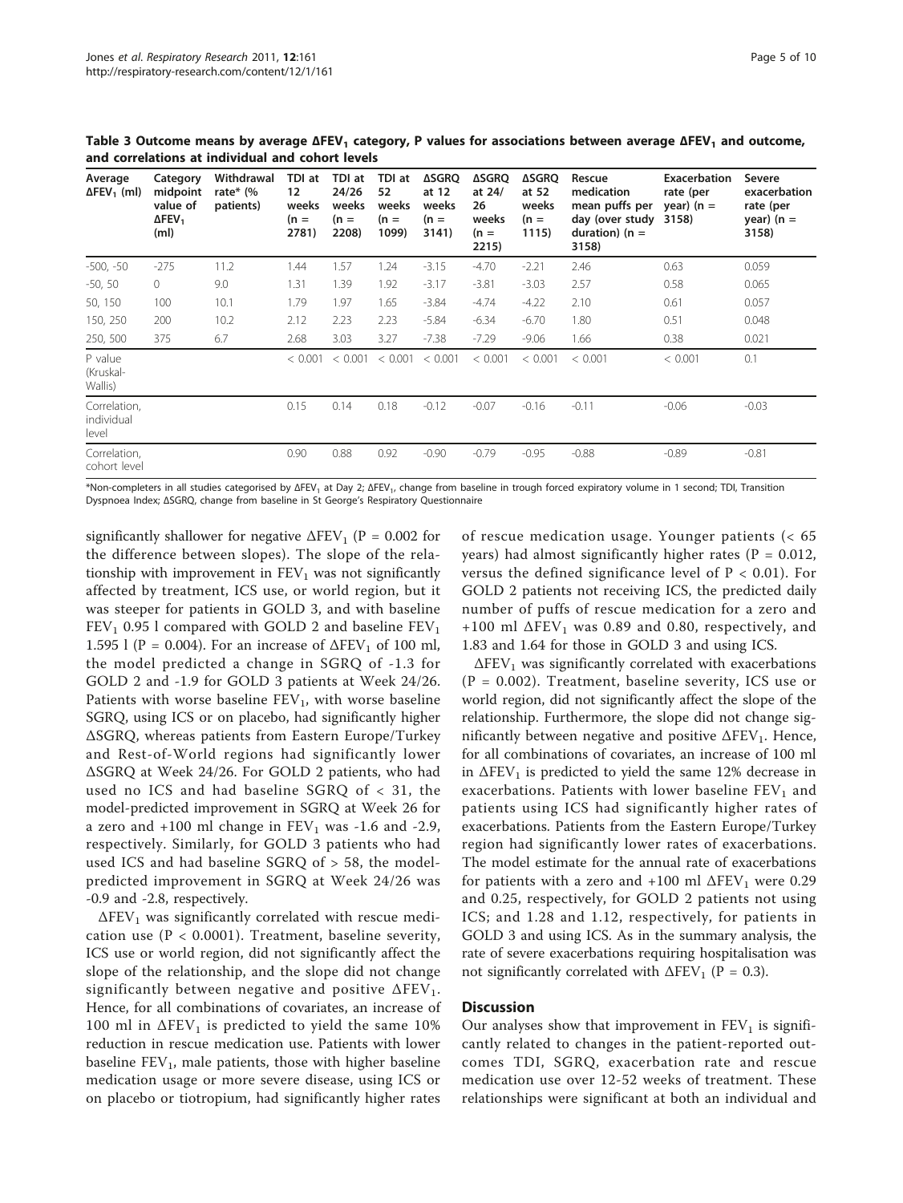**Table 3 Outcome means by average $\Delta FEV_1$ category, P values for associations between average $\Delta FEV_1$ and outcome, and correlations at individual and cohort levels**

| Average $\Delta FEV_1$ (ml) | Category midpoint value of $\Delta FEV_1$ (ml) | Withdrawal rate* (% patients) | TDI at 12 weeks (n = 2781) | TDI at 24/26 weeks (n = 2208) | TDI at 52 weeks (n = 1099) | ΔSGRQ at 12 weeks (n = 3141) | ΔSGRQ at 24/26 weeks (n = 2215) | ΔSGRQ at 52 weeks (n = 1115) | Rescue medication mean puffs per day (over study duration) (n = 3158) | Exacerbation rate (per year) (n = 3158) | Severe exacerbation rate (per year) (n = 3158) |
|---|---|---|---|---|---|---|---|---|---|---|---|
| -500, -50 | -275 | 11.2 | 1.44 | 1.57 | 1.24 | -3.15 | -4.70 | -2.21 | 2.46 | 0.63 | 0.059 |
| -50, 50 | 0 | 9.0 | 1.31 | 1.39 | 1.92 | -3.17 | -3.81 | -3.03 | 2.57 | 0.58 | 0.065 |
| 50, 150 | 100 | 10.1 | 1.79 | 1.97 | 1.65 | -3.84 | -4.74 | -4.22 | 2.10 | 0.61 | 0.057 |
| 150, 250 | 200 | 10.2 | 2.12 | 2.23 | 2.23 | -5.84 | -6.34 | -6.70 | 1.80 | 0.51 | 0.048 |
| 250, 500 | 375 | 6.7 | 2.68 | 3.03 | 3.27 | -7.38 | -7.29 | -9.06 | 1.66 | 0.38 | 0.021 |
| P value (Kruskal-Wallis) | | | < 0.001 | < 0.001 | < 0.001 | < 0.001 | < 0.001 | < 0.001 | < 0.001 | < 0.001 | 0.1 |
| Correlation, individual level | | | 0.15 | 0.14 | 0.18 | -0.12 | -0.07 | -0.16 | -0.11 | -0.06 | -0.03 |
| Correlation, cohort level | | | 0.90 | 0.88 | 0.92 | -0.90 | -0.79 | -0.95 | -0.88 | -0.89 | -0.81 |

*Non-completers in all studies categorised by $\Delta FEV_1$ at Day 2; $\Delta FEV_1$, change from baseline in trough forced expiratory volume in 1 second; TDI, Transition Dyspnoea Index; ΔSGRQ, change from baseline in St George's Respiratory Questionnaire

significantly shallower for negative $\Delta FEV_1$ (P = 0.002 for the difference between slopes). The slope of the relationship with improvement in $FEV_1$ was not significantly affected by treatment, ICS use, or world region, but it was steeper for patients in GOLD 3, and with baseline $FEV_1$ 0.95 l compared with GOLD 2 and baseline $FEV_1$ 1.595 l (P = 0.004). For an increase of $\Delta FEV_1$ of 100 ml, the model predicted a change in SGRQ of -1.3 for GOLD 2 and -1.9 for GOLD 3 patients at Week 24/26. Patients with worse baseline $FEV_1$, with worse baseline SGRQ, using ICS or on placebo, had significantly higher ΔSGRQ, whereas patients from Eastern Europe/Turkey and Rest-of-World regions had significantly lower ΔSGRQ at Week 24/26. For GOLD 2 patients, who had used no ICS and had baseline SGRQ of < 31, the model-predicted improvement in SGRQ at Week 26 for a zero and +100 ml change in $FEV_1$ was -1.6 and -2.9, respectively. Similarly, for GOLD 3 patients who had used ICS and had baseline SGRQ of > 58, the model-predicted improvement in SGRQ at Week 24/26 was -0.9 and -2.8, respectively.

$\Delta FEV_1$ was significantly correlated with rescue medication use (P < 0.0001). Treatment, baseline severity, ICS use or world region, did not significantly affect the slope of the relationship, and the slope did not change significantly between negative and positive $\Delta FEV_1$. Hence, for all combinations of covariates, an increase of 100 ml in $\Delta FEV_1$ is predicted to yield the same 10% reduction in rescue medication use. Patients with lower baseline $FEV_1$, male patients, those with higher baseline medication usage or more severe disease, using ICS or on placebo or tiotropium, had significantly higher rates of rescue medication usage. Younger patients (< 65 years) had almost significantly higher rates (P = 0.012, versus the defined significance level of P < 0.01). For GOLD 2 patients not receiving ICS, the predicted daily number of puffs of rescue medication for a zero and +100 ml $\Delta FEV_1$ was 0.89 and 0.80, respectively, and 1.83 and 1.64 for those in GOLD 3 and using ICS.

$\Delta FEV_1$ was significantly correlated with exacerbations (P = 0.002). Treatment, baseline severity, ICS use or world region, did not significantly affect the slope of the relationship. Furthermore, the slope did not change significantly between negative and positive $\Delta FEV_1$. Hence, for all combinations of covariates, an increase of 100 ml in $\Delta FEV_1$ is predicted to yield the same 12% decrease in exacerbations. Patients with lower baseline $FEV_1$ and patients using ICS had significantly higher rates of exacerbations. Patients from the Eastern Europe/Turkey region had significantly lower rates of exacerbations. The model estimate for the annual rate of exacerbations for patients with a zero and +100 ml $\Delta FEV_1$ were 0.29 and 0.25, respectively, for GOLD 2 patients not using ICS; and 1.28 and 1.12, respectively, for patients in GOLD 3 and using ICS. As in the summary analysis, the rate of severe exacerbations requiring hospitalisation was not significantly correlated with $\Delta FEV_1$ (P = 0.3).

## Discussion

Our analyses show that improvement in $FEV_1$ is significantly related to changes in the patient-reported outcomes TDI, SGRQ, exacerbation rate and rescue medication use over 12-52 weeks of treatment. These relationships were significant at both an individual and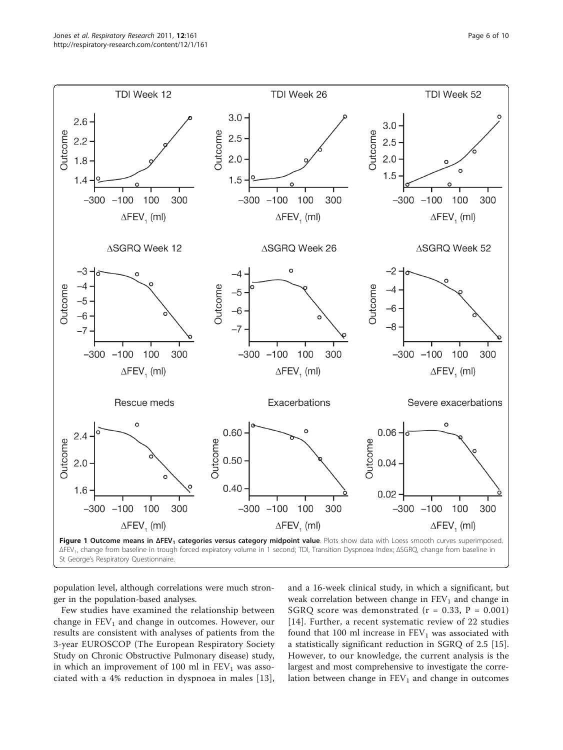**Figure 1 Outcome means in $\Delta FEV_1$ categories versus category midpoint value**. Plots show data with Loess smooth curves superimposed. $\Delta FEV_1$, change from baseline in trough forced expiratory volume in 1 second; TDI, Transition Dyspnoea Index; ΔSGRQ, change from baseline in St George's Respiratory Questionnaire.

population level, although correlations were much stronger in the population-based analyses.

Few studies have examined the relationship between change in $FEV_1$ and change in outcomes. However, our results are consistent with analyses of patients from the 3-year EUROSCOP (The European Respiratory Society Study on Chronic Obstructive Pulmonary disease) study, in which an improvement of 100 ml in $FEV_1$ was associated with a 4% reduction in dyspnoea in males [13], and a 16-week clinical study, in which a significant, but weak correlation between change in $FEV_1$ and change in SGRQ score was demonstrated ($r = 0.33$, $P = 0.001$) [14]. Further, a recent systematic review of 22 studies found that 100 ml increase in $FEV_1$ was associated with a statistically significant reduction in SGRQ of 2.5 [15]. However, to our knowledge, the current analysis is the largest and most comprehensive to investigate the correlation between change in $FEV_1$ and change in outcomes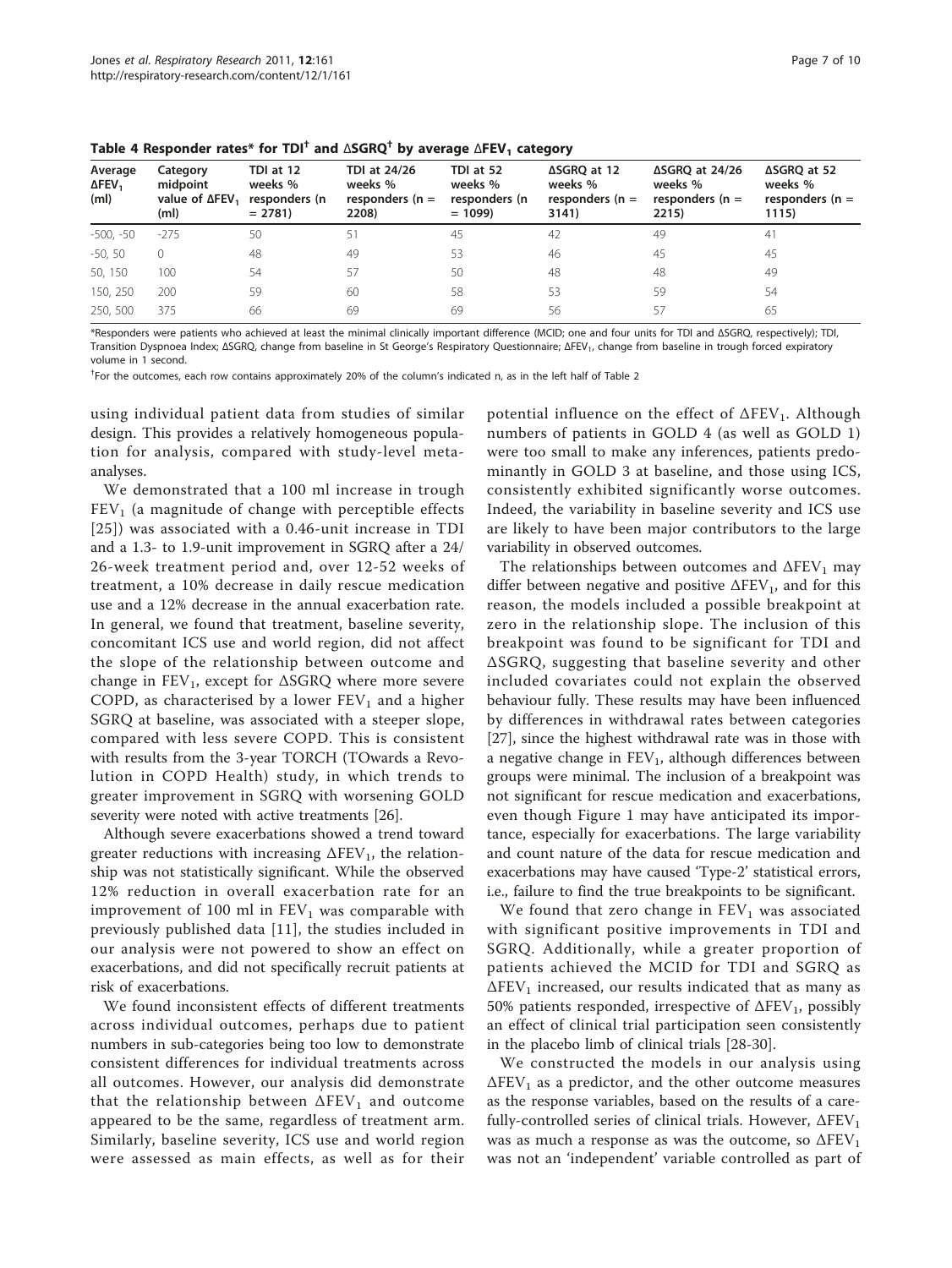**Table 4 Responder rates* for TDI[†] and ΔSGRQ[†] by average $\Delta FEV_1$ category**

| Average $\Delta FEV_1$ (ml) | Category midpoint value of $\Delta FEV_1$ (ml) | TDI at 12 weeks % responders (n = 2781) | TDI at 24/26 weeks % responders (n = 2208) | TDI at 52 weeks % responders (n = 1099) | ΔSGRQ at 12 weeks % responders (n = 3141) | ΔSGRQ at 24/26 weeks % responders (n = 2215) | ΔSGRQ at 52 weeks % responders (n = 1115) |
|---|---|---|---|---|---|---|---|
| -500, -50 | -275 | 50 | 51 | 45 | 42 | 49 | 41 |
| -50, 50 | 0 | 48 | 49 | 53 | 46 | 45 | 45 |
| 50, 150 | 100 | 54 | 57 | 50 | 48 | 48 | 49 |
| 150, 250 | 200 | 59 | 60 | 58 | 53 | 59 | 54 |
| 250, 500 | 375 | 66 | 69 | 69 | 56 | 57 | 65 |

*Responders were patients who achieved at least the minimal clinically important difference (MCID; one and four units for TDI and ΔSGRQ, respectively); TDI, Transition Dyspnoea Index; ΔSGRQ, change from baseline in St George's Respiratory Questionnaire; $\Delta FEV_1$, change from baseline in trough forced expiratory volume in 1 second.

[†]For the outcomes, each row contains approximately 20% of the column's indicated n, as in the left half of Table 2

using individual patient data from studies of similar design. This provides a relatively homogeneous population for analysis, compared with study-level meta-analyses.

We demonstrated that a 100 ml increase in trough $FEV_1$ (a magnitude of change with perceptible effects [25]) was associated with a 0.46-unit increase in TDI and a 1.3- to 1.9-unit improvement in SGRQ after a 24/26-week treatment period and, over 12-52 weeks of treatment, a 10% decrease in daily rescue medication use and a 12% decrease in the annual exacerbation rate. In general, we found that treatment, baseline severity, concomitant ICS use and world region, did not affect the slope of the relationship between outcome and change in $FEV_1$, except for ΔSGRQ where more severe COPD, as characterised by a lower $FEV_1$ and a higher SGRQ at baseline, was associated with a steeper slope, compared with less severe COPD. This is consistent with results from the 3-year TORCH (TOwards a Revolution in COPD Health) study, in which trends to greater improvement in SGRQ with worsening GOLD severity were noted with active treatments [26].

Although severe exacerbations showed a trend toward greater reductions with increasing $\Delta FEV_1$, the relationship was not statistically significant. While the observed 12% reduction in overall exacerbation rate for an improvement of 100 ml in $FEV_1$ was comparable with previously published data [11], the studies included in our analysis were not powered to show an effect on exacerbations, and did not specifically recruit patients at risk of exacerbations.

We found inconsistent effects of different treatments across individual outcomes, perhaps due to patient numbers in sub-categories being too low to demonstrate consistent differences for individual treatments across all outcomes. However, our analysis did demonstrate that the relationship between $\Delta FEV_1$ and outcome appeared to be the same, regardless of treatment arm. Similarly, baseline severity, ICS use and world region were assessed as main effects, as well as for their potential influence on the effect of $\Delta FEV_1$. Although numbers of patients in GOLD 4 (as well as GOLD 1) were too small to make any inferences, patients predominantly in GOLD 3 at baseline, and those using ICS, consistently exhibited significantly worse outcomes. Indeed, the variability in baseline severity and ICS use are likely to have been major contributors to the large variability in observed outcomes.

The relationships between outcomes and $\Delta FEV_1$ may differ between negative and positive $\Delta FEV_1$, and for this reason, the models included a possible breakpoint at zero in the relationship slope. The inclusion of this breakpoint was found to be significant for TDI and ΔSGRQ, suggesting that baseline severity and other included covariates could not explain the observed behaviour fully. These results may have been influenced by differences in withdrawal rates between categories [27], since the highest withdrawal rate was in those with a negative change in $FEV_1$, although differences between groups were minimal. The inclusion of a breakpoint was not significant for rescue medication and exacerbations, even though Figure 1 may have anticipated its importance, especially for exacerbations. The large variability and count nature of the data for rescue medication and exacerbations may have caused 'Type-2' statistical errors, i.e., failure to find the true breakpoints to be significant.

We found that zero change in $FEV_1$ was associated with significant positive improvements in TDI and SGRQ. Additionally, while a greater proportion of patients achieved the MCID for TDI and SGRQ as $\Delta FEV_1$ increased, our results indicated that as many as 50% patients responded, irrespective of $\Delta FEV_1$, possibly an effect of clinical trial participation seen consistently in the placebo limb of clinical trials [28-30].

We constructed the models in our analysis using $\Delta FEV_1$ as a predictor, and the other outcome measures as the response variables, based on the results of a carefully-controlled series of clinical trials. However, $\Delta FEV_1$ was as much a response as was the outcome, so $\Delta FEV_1$ was not an 'independent' variable controlled as part of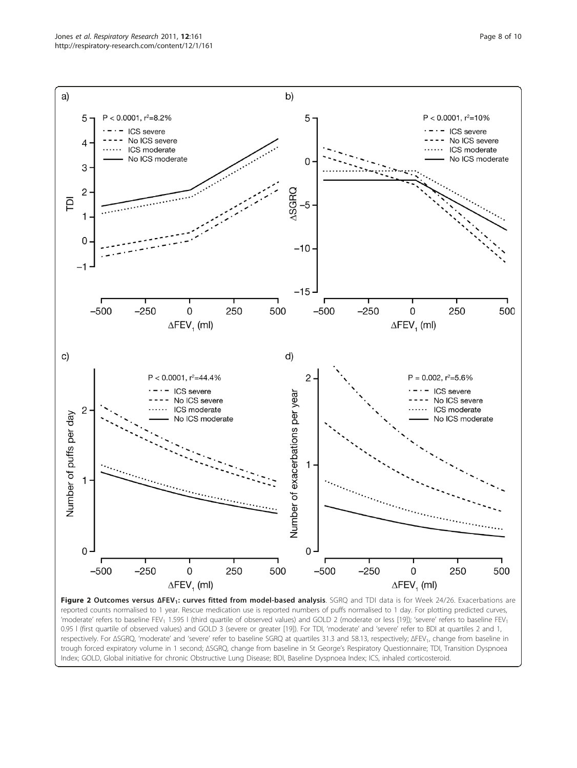**Figure 2 Outcomes versus $\Delta FEV_1$: curves fitted from model-based analysis**. SGRQ and TDI data is for Week 24/26. Exacerbations are reported counts normalised to 1 year. Rescue medication use is reported numbers of puffs normalised to 1 day. For plotting predicted curves, 'moderate' refers to baseline $FEV_1$ 1.595 l (third quartile of observed values) and GOLD 2 (moderate or less [19]); 'severe' refers to baseline $FEV_1$ 0.95 l (first quartile of observed values) and GOLD 3 (severe or greater [19]). For TDI, 'moderate' and 'severe' refer to BDI at quartiles 2 and 1, respectively. For ΔSGRQ, 'moderate' and 'severe' refer to baseline SGRQ at quartiles 31.3 and 58.13, respectively; $\Delta FEV_1$, change from baseline in trough forced expiratory volume in 1 second; ΔSGRQ, change from baseline in St George's Respiratory Questionnaire; TDI, Transition Dyspnoea Index; GOLD, Global initiative for chronic Obstructive Lung Disease; BDI, Baseline Dyspnoea Index; ICS, inhaled corticosteroid.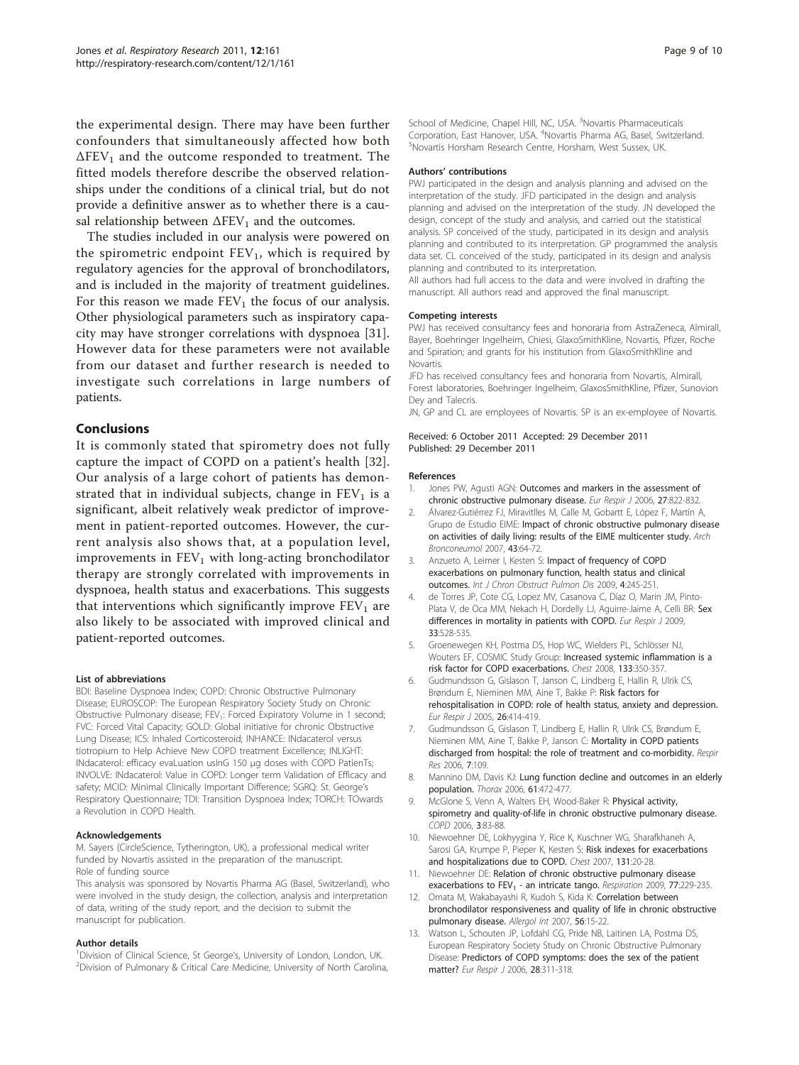the experimental design. There may have been further confounders that simultaneously affected how both $\Delta FEV_1$ and the outcome responded to treatment. The fitted models therefore describe the observed relationships under the conditions of a clinical trial, but do not provide a definitive answer as to whether there is a causal relationship between $\Delta FEV_1$ and the outcomes.

The studies included in our analysis were powered on the spirometric endpoint $FEV_1$, which is required by regulatory agencies for the approval of bronchodilators, and is included in the majority of treatment guidelines. For this reason we made $FEV_1$ the focus of our analysis. Other physiological parameters such as inspiratory capacity may have stronger correlations with dyspnoea [31]. However data for these parameters were not available from our dataset and further research is needed to investigate such correlations in large numbers of patients.

## Conclusions

It is commonly stated that spirometry does not fully capture the impact of COPD on a patient's health [32]. Our analysis of a large cohort of patients has demonstrated that in individual subjects, change in $FEV_1$ is a significant, albeit relatively weak predictor of improvement in patient-reported outcomes. However, the current analysis also shows that, at a population level, improvements in $FEV_1$ with long-acting bronchodilator therapy are strongly correlated with improvements in dyspnoea, health status and exacerbations. This suggests that interventions which significantly improve $FEV_1$ are also likely to be associated with improved clinical and patient-reported outcomes.

#### List of abbreviations

BDI: Baseline Dyspnoea Index; COPD: Chronic Obstructive Pulmonary Disease; EUROSCOP: The European Respiratory Society Study on Chronic Obstructive Pulmonary disease; $FEV_1$: Forced Expiratory Volume in 1 second; FVC: Forced Vital Capacity; GOLD: Global initiative for chronic Obstructive Lung Disease; ICS: Inhaled Corticosteroid; INHANCE: INdacaterol versus tiotropium to Help Achieve New COPD treatment Excellence; INLIGHT: INdacaterol: efficacy evaLuation usInG 150 µg doses with COPD PatienTs; INVOLVE: INdacaterol: Value in COPD: Longer term Validation of Efficacy and safety; MCID: Minimal Clinically Important Difference; SGRQ: St. George's Respiratory Questionnaire; TDI: Transition Dyspnoea Index; TORCH: TOwards a Revolution in COPD Health.

#### Acknowledgements

M. Sayers (CircleScience, Tytherington, UK), a professional medical writer funded by Novartis assisted in the preparation of the manuscript.
Role of funding source
This analysis was sponsored by Novartis Pharma AG (Basel, Switzerland), who were involved in the study design, the collection, analysis and interpretation of data, writing of the study report, and the decision to submit the manuscript for publication.

#### Author details

[1]Division of Clinical Science, St George's, University of London, London, UK. [2]Division of Pulmonary & Critical Care Medicine, University of North Carolina, School of Medicine, Chapel Hill, NC, USA. [3]Novartis Pharmaceuticals Corporation, East Hanover, USA. [4]Novartis Pharma AG, Basel, Switzerland. [5]Novartis Horsham Research Centre, Horsham, West Sussex, UK.

#### Authors' contributions

PWJ participated in the design and analysis planning and advised on the interpretation of the study. JFD participated in the design and analysis planning and advised on the interpretation of the study. JN developed the design, concept of the study and analysis, and carried out the statistical analysis. SP conceived of the study, participated in its design and analysis planning and contributed to its interpretation. GP programmed the analysis data set. CL conceived of the study, participated in its design and analysis planning and contributed to its interpretation.
All authors had full access to the data and were involved in drafting the manuscript. All authors read and approved the final manuscript.

#### Competing interests

PWJ has received consultancy fees and honoraria from AstraZeneca, Almirall, Bayer, Boehringer Ingelheim, Chiesi, GlaxoSmithKline, Novartis, Pfizer, Roche and Spiration; and grants for his institution from GlaxoSmithKline and Novartis.
JFD has received consultancy fees and honoraria from Novartis, Almirall, Forest laboratories, Boehringer Ingelheim, GlaxosSmithKline, Pfizer, Sunovion Dey and Talecris.
JN, GP and CL are employees of Novartis. SP is an ex-employee of Novartis.

Received: 6 October 2011 Accepted: 29 December 2011
Published: 29 December 2011

#### References

1. Jones PW, Agusti AGN: **Outcomes and markers in the assessment of chronic obstructive pulmonary disease.** *Eur Respir J* 2006, **27**:822-832.
2. Álvarez-Gutiérrez FJ, Miravitlles M, Calle M, Gobartt E, López F, Martín A, Grupo de Estudio EIME: **Impact of chronic obstructive pulmonary disease on activities of daily living: results of the EIME multicenter study.** *Arch Bronconeumol* 2007, **43**:64-72.
3. Anzueto A, Leimer I, Kesten S: **Impact of frequency of COPD exacerbations on pulmonary function, health status and clinical outcomes.** *Int J Chron Obstruct Pulmon Dis* 2009, **4**:245-251.
4. de Torres JP, Cote CG, Lopez MV, Casanova C, Díaz O, Marin JM, Pinto-Plata V, de Oca MM, Nekach H, Dordelly LJ, Aguirre-Jaime A, Celli BR: **Sex differences in mortality in patients with COPD.** *Eur Respir J* 2009, **33**:528-535.
5. Groenewegen KH, Postma DS, Hop WC, Wielders PL, Schlösser NJ, Wouters EF, COSMIC Study Group: **Increased systemic inflammation is a risk factor for COPD exacerbations.** *Chest* 2008, **133**:350-357.
6. Gudmundsson G, Gislason T, Janson C, Lindberg E, Hallin R, Ulrik CS, Brøndum E, Nieminen MM, Aine T, Bakke P: **Risk factors for rehospitalisation in COPD: role of health status, anxiety and depression.** *Eur Respir J* 2005, **26**:414-419.
7. Gudmundsson G, Gislason T, Lindberg E, Hallin R, Ulrik CS, Brøndum E, Nieminen MM, Aine T, Bakke P, Janson C: **Mortality in COPD patients discharged from hospital: the role of treatment and co-morbidity.** *Respir Res* 2006, **7**:109.
8. Mannino DM, Davis KJ: **Lung function decline and outcomes in an elderly population.** *Thorax* 2006, **61**:472-477.
9. McGlone S, Venn A, Walters EH, Wood-Baker R: **Physical activity, spirometry and quality-of-life in chronic obstructive pulmonary disease.** *COPD* 2006, **3**:83-88.
10. Niewoehner DE, Lokhyygina Y, Rice K, Kuschner WG, Sharafkhaneh A, Sarosi GA, Krumpe P, Pieper K, Kesten S: **Risk indexes for exacerbations and hospitalizations due to COPD.** *Chest* 2007, **131**:20-28.
11. Niewoehner DE: **Relation of chronic obstructive pulmonary disease exacerbations to $FEV_1$ - an intricate tango.** *Respiration* 2009, **77**:229-235.
12. Omata M, Wakabayashi R, Kudoh S, Kida K: **Correlation between bronchodilator responsiveness and quality of life in chronic obstructive pulmonary disease.** *Allergol Int* 2007, **56**:15-22.
13. Watson L, Schouten JP, Lofdahl CG, Pride NB, Laitinen LA, Postma DS, European Respiratory Society Study on Chronic Obstructive Pulmonary Disease: **Predictors of COPD symptoms: does the sex of the patient matter?** *Eur Respir J* 2006, **28**:311-318.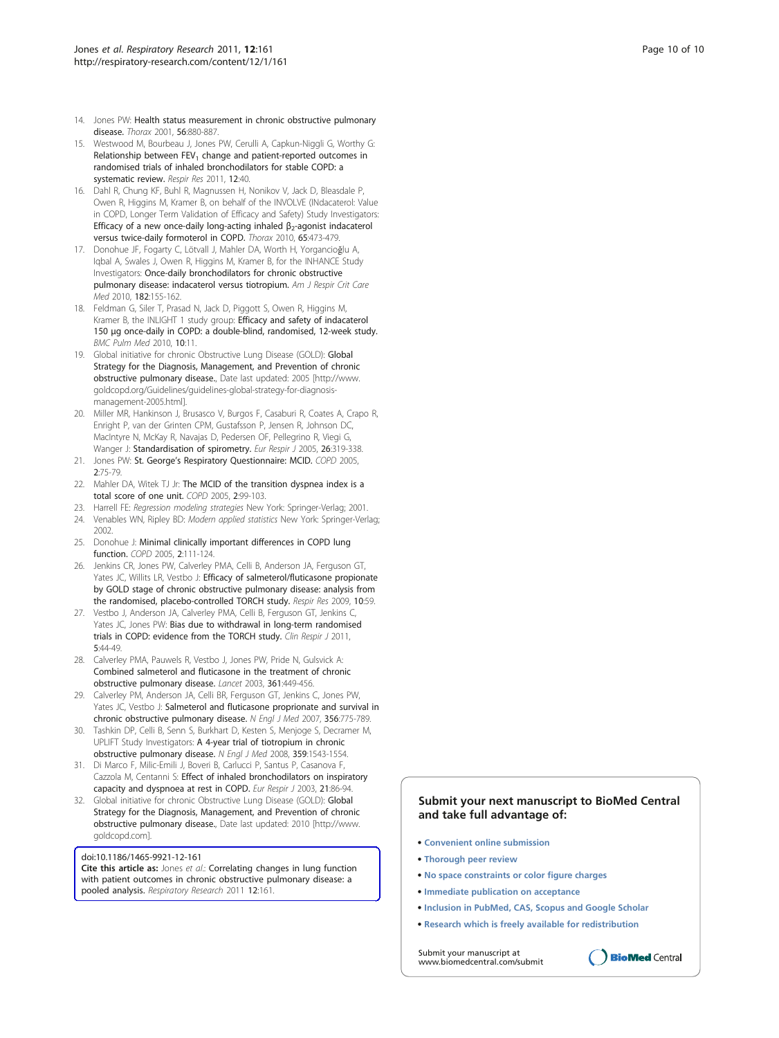14. Jones PW: **Health status measurement in chronic obstructive pulmonary disease.** *Thorax* 2001, **56**:880-887.
15. Westwood M, Bourbeau J, Jones PW, Cerulli A, Capkun-Niggli G, Worthy G: **Relationship between $FEV_1$ change and patient-reported outcomes in randomised trials of inhaled bronchodilators for stable COPD: a systematic review.** *Respir Res* 2011, **12**:40.
16. Dahl R, Chung KF, Buhl R, Magnussen H, Nonikov V, Jack D, Bleasdale P, Owen R, Higgins M, Kramer B, on behalf of the INVOLVE (INdacaterol: Value in COPD, Longer Term Validation of Efficacy and Safety) Study Investigators: **Efficacy of a new once-daily long-acting inhaled $\beta_2$-agonist indacaterol versus twice-daily formoterol in COPD.** *Thorax* 2010, **65**:473-479.
17. Donohue JF, Fogarty C, Lötvall J, Mahler DA, Worth H, Yorgancioğlu A, Iqbal A, Swales J, Owen R, Higgins M, Kramer B, for the INHANCE Study Investigators: **Once-daily bronchodilators for chronic obstructive pulmonary disease: indacaterol versus tiotropium.** *Am J Respir Crit Care Med* 2010, **182**:155-162.
18. Feldman G, Siler T, Prasad N, Jack D, Piggott S, Owen R, Higgins M, Kramer B, the INLIGHT 1 study group: **Efficacy and safety of indacaterol 150 µg once-daily in COPD: a double-blind, randomised, 12-week study.** *BMC Pulm Med* 2010, **10**:11.
19. Global initiative for chronic Obstructive Lung Disease (GOLD): **Global Strategy for the Diagnosis, Management, and Prevention of chronic obstructive pulmonary disease.**, Date last updated: 2005 [http://www.goldcopd.org/Guidelines/guidelines-global-strategy-for-diagnosis-management-2005.html].
20. Miller MR, Hankinson J, Brusasco V, Burgos F, Casaburi R, Coates A, Crapo R, Enright P, van der Grinten CPM, Gustafsson P, Jensen R, Johnson DC, MacIntyre N, McKay R, Navajas D, Pedersen OF, Pellegrino R, Viegi G, Wanger J: **Standardisation of spirometry.** *Eur Respir J* 2005, **26**:319-338.
21. Jones PW: **St. George's Respiratory Questionnaire: MCID.** *COPD* 2005, **2**:75-79.
22. Mahler DA, Witek TJ Jr: **The MCID of the transition dyspnea index is a total score of one unit.** *COPD* 2005, **2**:99-103.
23. Harrell FE: *Regression modeling strategies* New York: Springer-Verlag; 2001.
24. Venables WN, Ripley BD: *Modern applied statistics* New York: Springer-Verlag; 2002.
25. Donohue J: **Minimal clinically important differences in COPD lung function.** *COPD* 2005, **2**:111-124.
26. Jenkins CR, Jones PW, Calverley PMA, Celli B, Anderson JA, Ferguson GT, Yates JC, Willits LR, Vestbo J: **Efficacy of salmeterol/fluticasone propionate by GOLD stage of chronic obstructive pulmonary disease: analysis from the randomised, placebo-controlled TORCH study.** *Respir Res* 2009, **10**:59.
27. Vestbo J, Anderson JA, Calverley PMA, Celli B, Ferguson GT, Jenkins C, Yates JC, Jones PW: **Bias due to withdrawal in long-term randomised trials in COPD: evidence from the TORCH study.** *Clin Respir J* 2011, **5**:44-49.
28. Calverley PMA, Pauwels R, Vestbo J, Jones PW, Pride N, Gulsvick A: **Combined salmeterol and fluticasone in the treatment of chronic obstructive pulmonary disease.** *Lancet* 2003, **361**:449-456.
29. Calverley PM, Anderson JA, Celli BR, Ferguson GT, Jenkins C, Jones PW, Yates JC, Vestbo J: **Salmeterol and fluticasone proprionate and survival in chronic obstructive pulmonary disease.** *N Engl J Med* 2007, **356**:775-789.
30. Tashkin DP, Celli B, Senn S, Burkhart D, Kesten S, Menjoge S, Decramer M, UPLIFT Study Investigators: **A 4-year trial of tiotropium in chronic obstructive pulmonary disease.** *N Engl J Med* 2008, **359**:1543-1554.
31. Di Marco F, Milic-Emili J, Boveri B, Carlucci P, Santus P, Casanova F, Cazzola M, Centanni S: **Effect of inhaled bronchodilators on inspiratory capacity and dyspnoea at rest in COPD.** *Eur Respir J* 2003, **21**:86-94.
32. Global initiative for chronic Obstructive Lung Disease (GOLD): **Global Strategy for the Diagnosis, Management, and Prevention of chronic obstructive pulmonary disease.**, Date last updated: 2010 [http://www.goldcopd.com].

doi:10.1186/1465-9921-12-161

**Cite this article as:** Jones *et al.*: Correlating changes in lung function with patient outcomes in chronic obstructive pulmonary disease: a pooled analysis. *Respiratory Research* 2011 **12**:161.